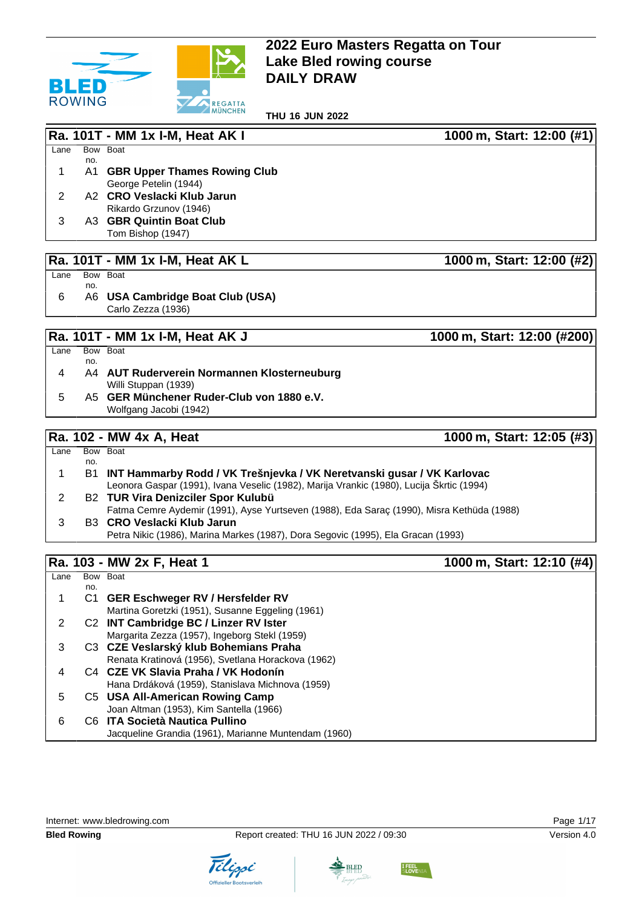# 2022 Euro Masters Regatta on Tour
# Lake Bled rowing course
# DAILY DRAW

**THU 16 JUN 2022**

## Ra. 101T - MM 1x I-M, Heat AK I — 1000 m, Start: 12:00 (#1)

| Lane | Bow no. | Boat |
|---|---|---|
| 1 | A1 | **GBR Upper Thames Rowing Club**<br>George Petelin (1944) |
| 2 | A2 | **CRO Veslacki Klub Jarun**<br>Rikardo Grzunov (1946) |
| 3 | A3 | **GBR Quintin Boat Club**<br>Tom Bishop (1947) |

## Ra. 101T - MM 1x I-M, Heat AK L — 1000 m, Start: 12:00 (#2)

| Lane | Bow no. | Boat |
|---|---|---|
| 6 | A6 | **USA Cambridge Boat Club (USA)**<br>Carlo Zezza (1936) |

## Ra. 101T - MM 1x I-M, Heat AK J — 1000 m, Start: 12:00 (#200)

| Lane | Bow no. | Boat |
|---|---|---|
| 4 | A4 | **AUT Ruderverein Normannen Klosterneuburg**<br>Willi Stuppan (1939) |
| 5 | A5 | **GER Münchener Ruder-Club von 1880 e.V.**<br>Wolfgang Jacobi (1942) |

## Ra. 102 - MW 4x A, Heat — 1000 m, Start: 12:05 (#3)

| Lane | Bow no. | Boat |
|---|---|---|
| 1 | B1 | **INT Hammarby Rodd / VK Trešnjevka / VK Neretvanski gusar / VK Karlovac**<br>Leonora Gaspar (1991), Ivana Veselic (1982), Marija Vrankic (1980), Lucija Škrtic (1994) |
| 2 | B2 | **TUR Vira Denizciler Spor Kulubü**<br>Fatma Cemre Aydemir (1991), Ayse Yurtseven (1988), Eda Saraç (1990), Misra Kethüda (1988) |
| 3 | B3 | **CRO Veslacki Klub Jarun**<br>Petra Nikic (1986), Marina Markes (1987), Dora Segovic (1995), Ela Gracan (1993) |

## Ra. 103 - MW 2x F, Heat 1 — 1000 m, Start: 12:10 (#4)

| Lane | Bow no. | Boat |
|---|---|---|
| 1 | C1 | **GER Eschweger RV / Hersfelder RV**<br>Martina Goretzki (1951), Susanne Eggeling (1961) |
| 2 | C2 | **INT Cambridge BC / Linzer RV Ister**<br>Margarita Zezza (1957), Ingeborg Stekl (1959) |
| 3 | C3 | **CZE Veslarský klub Bohemians Praha**<br>Renata Kratinová (1956), Svetlana Horackova (1962) |
| 4 | C4 | **CZE VK Slavia Praha / VK Hodonín**<br>Hana Drdáková (1959), Stanislava Michnova (1959) |
| 5 | C5 | **USA All-American Rowing Camp**<br>Joan Altman (1953), Kim Santella (1966) |
| 6 | C6 | **ITA Società Nautica Pullino**<br>Jacqueline Grandia (1961), Marianne Muntendam (1960) |

Internet: www.bledrowing.com

**Bled Rowing** — Report created: THU 16 JUN 2022 / 09:30 — Version 4.0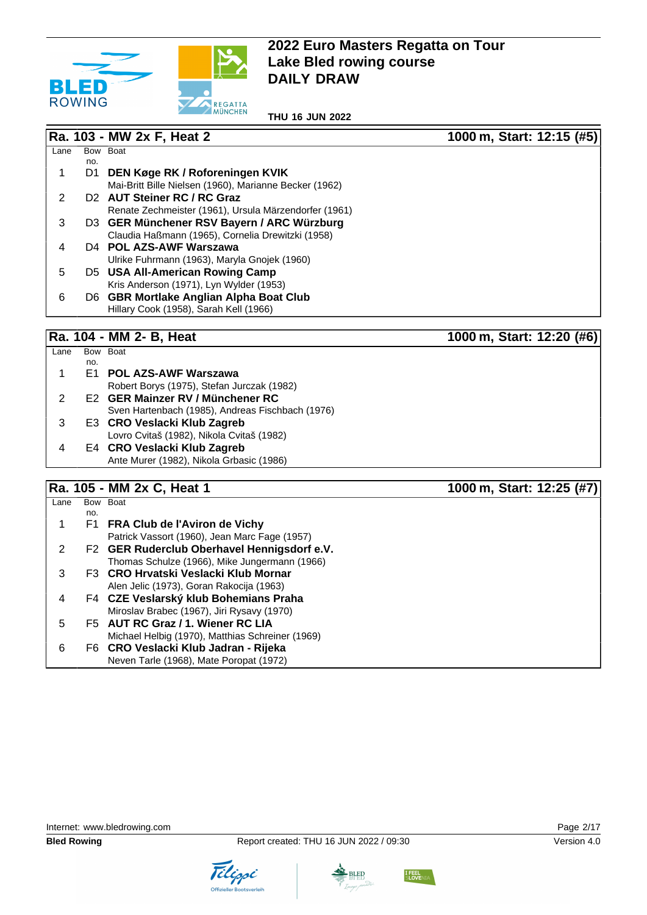# 2022 Euro Masters Regatta on Tour
# Lake Bled rowing course
# DAILY DRAW

**THU 16 JUN 2022**

## Ra. 103 - MW 2x F, Heat 2 — 1000 m, Start: 12:15 (#5)

| Lane | Bow no. | Boat |
|---|---|---|
| 1 | D1 | **DEN Køge RK / Roforeningen KVIK**<br>Mai-Britt Bille Nielsen (1960), Marianne Becker (1962) |
| 2 | D2 | **AUT Steiner RC / RC Graz**<br>Renate Zechmeister (1961), Ursula Märzendorfer (1961) |
| 3 | D3 | **GER Münchener RSV Bayern / ARC Würzburg**<br>Claudia Haßmann (1965), Cornelia Drewitzki (1958) |
| 4 | D4 | **POL AZS-AWF Warszawa**<br>Ulrike Fuhrmann (1963), Maryla Gnojek (1960) |
| 5 | D5 | **USA All-American Rowing Camp**<br>Kris Anderson (1971), Lyn Wylder (1953) |
| 6 | D6 | **GBR Mortlake Anglian Alpha Boat Club**<br>Hillary Cook (1958), Sarah Kell (1966) |

## Ra. 104 - MM 2- B, Heat — 1000 m, Start: 12:20 (#6)

| Lane | Bow no. | Boat |
|---|---|---|
| 1 | E1 | **POL AZS-AWF Warszawa**<br>Robert Borys (1975), Stefan Jurczak (1982) |
| 2 | E2 | **GER Mainzer RV / Münchener RC**<br>Sven Hartenbach (1985), Andreas Fischbach (1976) |
| 3 | E3 | **CRO Veslacki Klub Zagreb**<br>Lovro Cvitaš (1982), Nikola Cvitaš (1982) |
| 4 | E4 | **CRO Veslacki Klub Zagreb**<br>Ante Murer (1982), Nikola Grbasic (1986) |

## Ra. 105 - MM 2x C, Heat 1 — 1000 m, Start: 12:25 (#7)

| Lane | Bow no. | Boat |
|---|---|---|
| 1 | F1 | **FRA Club de l'Aviron de Vichy**<br>Patrick Vassort (1960), Jean Marc Fage (1957) |
| 2 | F2 | **GER Ruderclub Oberhavel Hennigsdorf e.V.**<br>Thomas Schulze (1966), Mike Jungermann (1966) |
| 3 | F3 | **CRO Hrvatski Veslacki Klub Mornar**<br>Alen Jelic (1973), Goran Rakocija (1963) |
| 4 | F4 | **CZE Veslarský klub Bohemians Praha**<br>Miroslav Brabec (1967), Jiri Rysavy (1970) |
| 5 | F5 | **AUT RC Graz / 1. Wiener RC LIA**<br>Michael Helbig (1970), Matthias Schreiner (1969) |
| 6 | F6 | **CRO Veslacki Klub Jadran - Rijeka**<br>Neven Tarle (1968), Mate Poropat (1972) |

Internet: www.bledrowing.com

**Bled Rowing** — Report created: THU 16 JUN 2022 / 09:30 — Version 4.0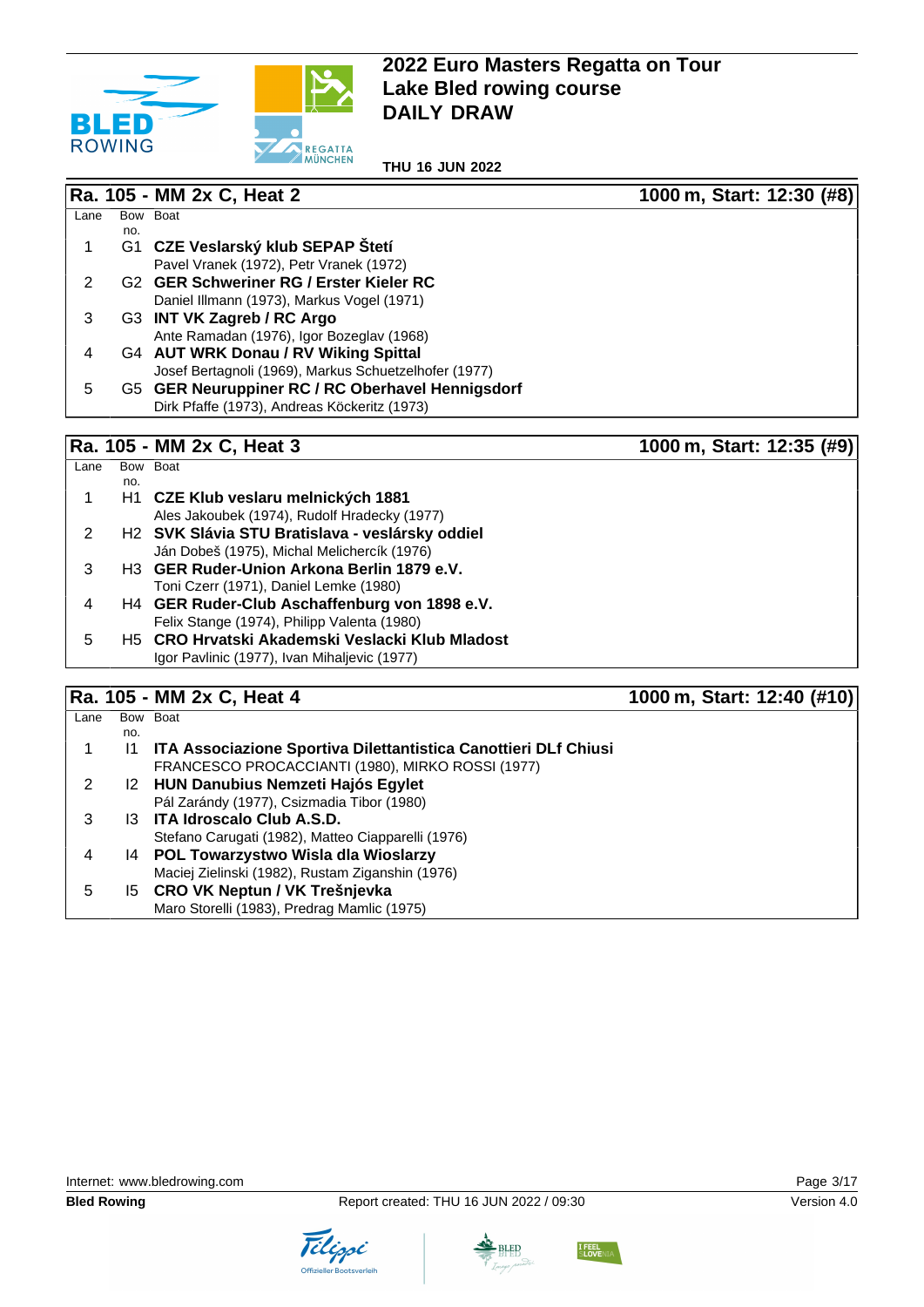# 2022 Euro Masters Regatta on Tour
# Lake Bled rowing course
# DAILY DRAW

**THU 16 JUN 2022**

## Ra. 105 - MM 2x C, Heat 2 — 1000 m, Start: 12:30 (#8)

| Lane | Bow no. | Boat |
|---|---|---|
| 1 | G1 | **CZE Veslarský klub SEPAP Štetí**<br>Pavel Vranek (1972), Petr Vranek (1972) |
| 2 | G2 | **GER Schweriner RG / Erster Kieler RC**<br>Daniel Illmann (1973), Markus Vogel (1971) |
| 3 | G3 | **INT VK Zagreb / RC Argo**<br>Ante Ramadan (1976), Igor Bozeglav (1968) |
| 4 | G4 | **AUT WRK Donau / RV Wiking Spittal**<br>Josef Bertagnoli (1969), Markus Schuetzelhofer (1977) |
| 5 | G5 | **GER Neuruppiner RC / RC Oberhavel Hennigsdorf**<br>Dirk Pfaffe (1973), Andreas Köckeritz (1973) |

## Ra. 105 - MM 2x C, Heat 3 — 1000 m, Start: 12:35 (#9)

| Lane | Bow no. | Boat |
|---|---|---|
| 1 | H1 | **CZE Klub veslaru melnických 1881**<br>Ales Jakoubek (1974), Rudolf Hradecky (1977) |
| 2 | H2 | **SVK Slávia STU Bratislava - veslársky oddiel**<br>Ján Dobeš (1975), Michal Melichercík (1976) |
| 3 | H3 | **GER Ruder-Union Arkona Berlin 1879 e.V.**<br>Toni Czerr (1971), Daniel Lemke (1980) |
| 4 | H4 | **GER Ruder-Club Aschaffenburg von 1898 e.V.**<br>Felix Stange (1974), Philipp Valenta (1980) |
| 5 | H5 | **CRO Hrvatski Akademski Veslacki Klub Mladost**<br>Igor Pavlinic (1977), Ivan Mihaljevic (1977) |

## Ra. 105 - MM 2x C, Heat 4 — 1000 m, Start: 12:40 (#10)

| Lane | Bow no. | Boat |
|---|---|---|
| 1 | I1 | **ITA Associazione Sportiva Dilettantistica Canottieri DLf Chiusi**<br>FRANCESCO PROCACCIANTI (1980), MIRKO ROSSI (1977) |
| 2 | I2 | **HUN Danubius Nemzeti Hajós Egylet**<br>Pál Zarándy (1977), Csizmadia Tibor (1980) |
| 3 | I3 | **ITA Idroscalo Club A.S.D.**<br>Stefano Carugati (1982), Matteo Ciapparelli (1976) |
| 4 | I4 | **POL Towarzystwo Wisla dla Wioslarzy**<br>Maciej Zielinski (1982), Rustam Ziganshin (1976) |
| 5 | I5 | **CRO VK Neptun / VK Trešnjevka**<br>Maro Storelli (1983), Predrag Mamlic (1975) |

Internet: www.bledrowing.com

**Bled Rowing** — Report created: THU 16 JUN 2022 / 09:30 — Version 4.0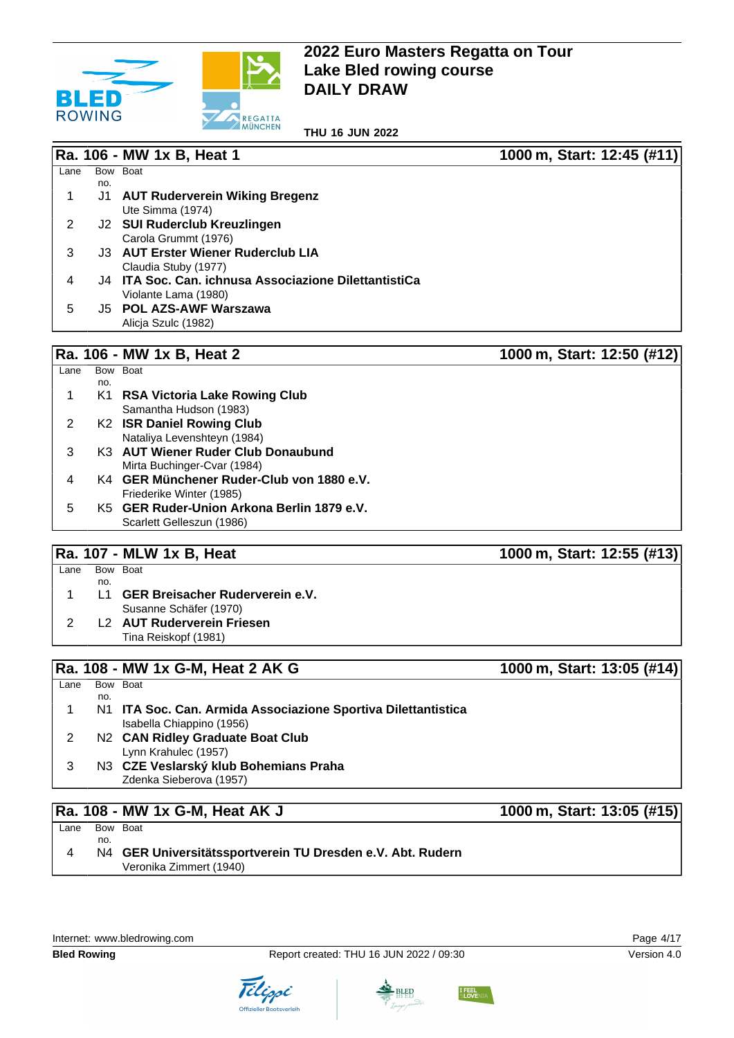# 2022 Euro Masters Regatta on Tour
# Lake Bled rowing course
# DAILY DRAW

**THU 16 JUN 2022**

## Ra. 106 - MW 1x B, Heat 1 — 1000 m, Start: 12:45 (#11)

| Lane | Bow no. | Boat |
|---|---|---|
| 1 | J1 | **AUT Ruderverein Wiking Bregenz**<br>Ute Simma (1974) |
| 2 | J2 | **SUI Ruderclub Kreuzlingen**<br>Carola Grummt (1976) |
| 3 | J3 | **AUT Erster Wiener Ruderclub LIA**<br>Claudia Stuby (1977) |
| 4 | J4 | **ITA Soc. Can. ichnusa Associazione DilettantistiCa**<br>Violante Lama (1980) |
| 5 | J5 | **POL AZS-AWF Warszawa**<br>Alicja Szulc (1982) |

## Ra. 106 - MW 1x B, Heat 2 — 1000 m, Start: 12:50 (#12)

| Lane | Bow no. | Boat |
|---|---|---|
| 1 | K1 | **RSA Victoria Lake Rowing Club**<br>Samantha Hudson (1983) |
| 2 | K2 | **ISR Daniel Rowing Club**<br>Nataliya Levenshteyn (1984) |
| 3 | K3 | **AUT Wiener Ruder Club Donaubund**<br>Mirta Buchinger-Cvar (1984) |
| 4 | K4 | **GER Münchener Ruder-Club von 1880 e.V.**<br>Friederike Winter (1985) |
| 5 | K5 | **GER Ruder-Union Arkona Berlin 1879 e.V.**<br>Scarlett Gelleszun (1986) |

## Ra. 107 - MLW 1x B, Heat — 1000 m, Start: 12:55 (#13)

| Lane | Bow no. | Boat |
|---|---|---|
| 1 | L1 | **GER Breisacher Ruderverein e.V.**<br>Susanne Schäfer (1970) |
| 2 | L2 | **AUT Ruderverein Friesen**<br>Tina Reiskopf (1981) |

## Ra. 108 - MW 1x G-M, Heat 2 AK G — 1000 m, Start: 13:05 (#14)

| Lane | Bow no. | Boat |
|---|---|---|
| 1 | N1 | **ITA Soc. Can. Armida Associazione Sportiva Dilettantistica**<br>Isabella Chiappino (1956) |
| 2 | N2 | **CAN Ridley Graduate Boat Club**<br>Lynn Krahulec (1957) |
| 3 | N3 | **CZE Veslarský klub Bohemians Praha**<br>Zdenka Sieberova (1957) |

## Ra. 108 - MW 1x G-M, Heat AK J — 1000 m, Start: 13:05 (#15)

| Lane | Bow no. | Boat |
|---|---|---|
| 4 | N4 | **GER Universitätssportverein TU Dresden e.V. Abt. Rudern**<br>Veronika Zimmert (1940) |

Internet: www.bledrowing.com

**Bled Rowing** — Report created: THU 16 JUN 2022 / 09:30 — Version 4.0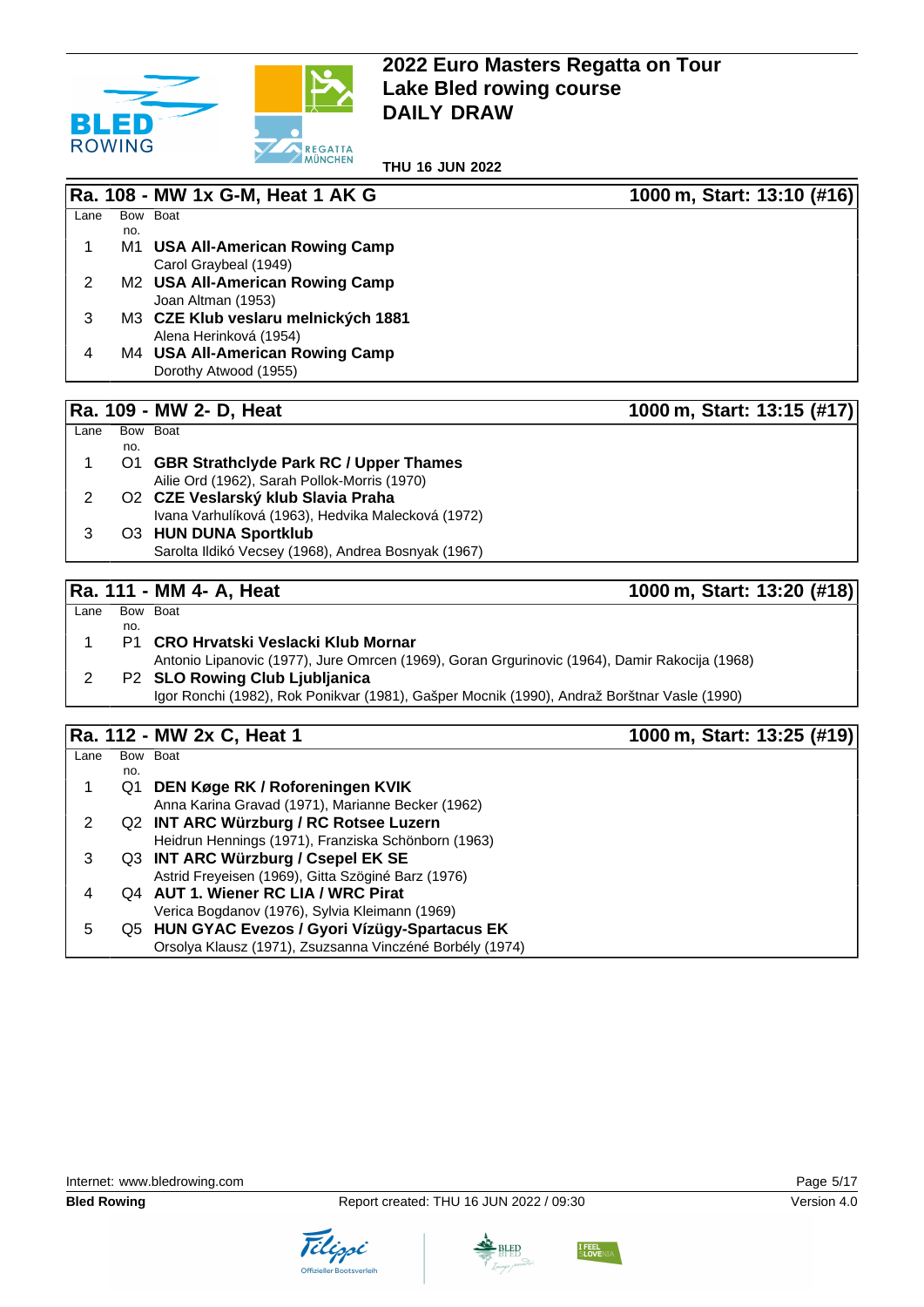# 2022 Euro Masters Regatta on Tour
# Lake Bled rowing course
# DAILY DRAW

**THU 16 JUN 2022**

## Ra. 108 - MW 1x G-M, Heat 1 AK G — 1000 m, Start: 13:10 (#16)

| Lane | Bow no. | Boat |
|---|---|---|
| 1 | M1 | **USA All-American Rowing Camp**<br>Carol Graybeal (1949) |
| 2 | M2 | **USA All-American Rowing Camp**<br>Joan Altman (1953) |
| 3 | M3 | **CZE Klub veslaru melnických 1881**<br>Alena Herinková (1954) |
| 4 | M4 | **USA All-American Rowing Camp**<br>Dorothy Atwood (1955) |

## Ra. 109 - MW 2- D, Heat — 1000 m, Start: 13:15 (#17)

| Lane | Bow no. | Boat |
|---|---|---|
| 1 | O1 | **GBR Strathclyde Park RC / Upper Thames**<br>Ailie Ord (1962), Sarah Pollok-Morris (1970) |
| 2 | O2 | **CZE Veslarský klub Slavia Praha**<br>Ivana Varhulíková (1963), Hedvika Malecková (1972) |
| 3 | O3 | **HUN DUNA Sportklub**<br>Sarolta Ildikó Vecsey (1968), Andrea Bosnyak (1967) |

## Ra. 111 - MM 4- A, Heat — 1000 m, Start: 13:20 (#18)

| Lane | Bow no. | Boat |
|---|---|---|
| 1 | P1 | **CRO Hrvatski Veslacki Klub Mornar**<br>Antonio Lipanovic (1977), Jure Omrcen (1969), Goran Grgurinovic (1964), Damir Rakocija (1968) |
| 2 | P2 | **SLO Rowing Club Ljubljanica**<br>Igor Ronchi (1982), Rok Ponikvar (1981), Gašper Mocnik (1990), Andraž Borštnar Vasle (1990) |

## Ra. 112 - MW 2x C, Heat 1 — 1000 m, Start: 13:25 (#19)

| Lane | Bow no. | Boat |
|---|---|---|
| 1 | Q1 | **DEN Køge RK / Roforeningen KVIK**<br>Anna Karina Gravad (1971), Marianne Becker (1962) |
| 2 | Q2 | **INT ARC Würzburg / RC Rotsee Luzern**<br>Heidrun Hennings (1971), Franziska Schönborn (1963) |
| 3 | Q3 | **INT ARC Würzburg / Csepel EK SE**<br>Astrid Freyeisen (1969), Gitta Szöginé Barz (1976) |
| 4 | Q4 | **AUT 1. Wiener RC LIA / WRC Pirat**<br>Verica Bogdanov (1976), Sylvia Kleimann (1969) |
| 5 | Q5 | **HUN GYAC Evezos / Gyori Vízügy-Spartacus EK**<br>Orsolya Klausz (1971), Zsuzsanna Vinczéné Borbély (1974) |

Internet: www.bledrowing.com

**Bled Rowing** — Report created: THU 16 JUN 2022 / 09:30 — Version 4.0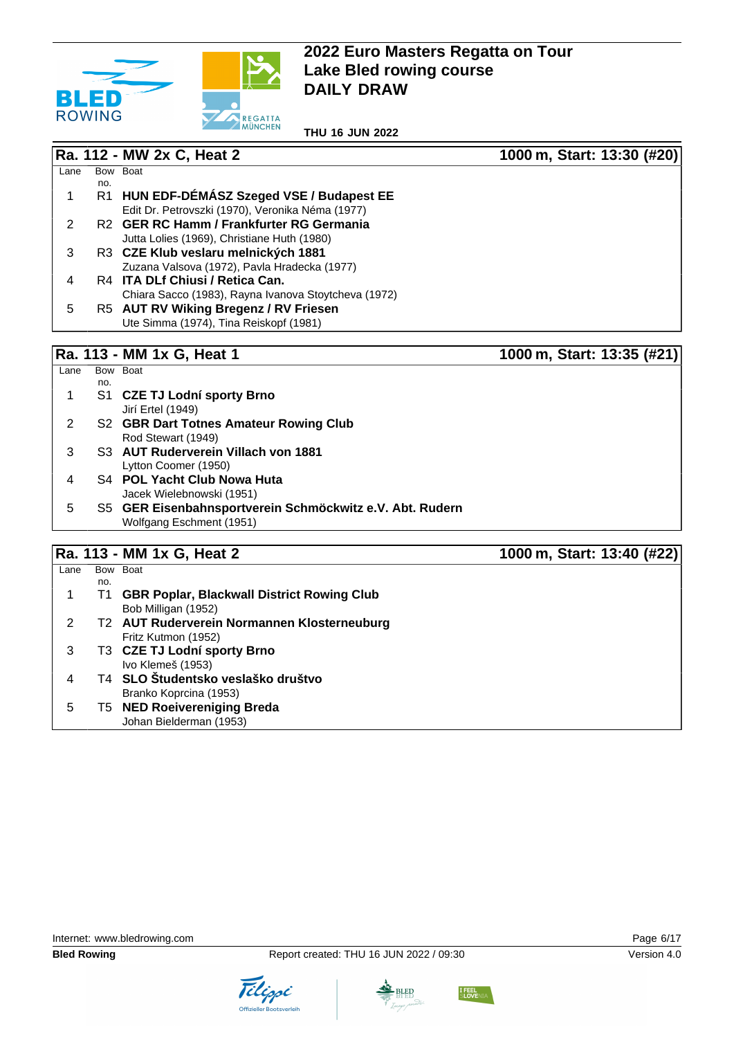# 2022 Euro Masters Regatta on Tour
# Lake Bled rowing course
# DAILY DRAW

**THU 16 JUN 2022**

## Ra. 112 - MW 2x C, Heat 2

**1000 m, Start: 13:30 (#20)**

| Lane | Bow no. | Boat |
|---|---|---|
| 1 | R1 | **HUN EDF-DÉMÁSZ Szeged VSE / Budapest EE**<br>Edit Dr. Petrovszki (1970), Veronika Néma (1977) |
| 2 | R2 | **GER RC Hamm / Frankfurter RG Germania**<br>Jutta Lolies (1969), Christiane Huth (1980) |
| 3 | R3 | **CZE Klub veslaru melnických 1881**<br>Zuzana Valsova (1972), Pavla Hradecka (1977) |
| 4 | R4 | **ITA DLf Chiusi / Retica Can.**<br>Chiara Sacco (1983), Rayna Ivanova Stoytcheva (1972) |
| 5 | R5 | **AUT RV Wiking Bregenz / RV Friesen**<br>Ute Simma (1974), Tina Reiskopf (1981) |

## Ra. 113 - MM 1x G, Heat 1

**1000 m, Start: 13:35 (#21)**

| Lane | Bow no. | Boat |
|---|---|---|
| 1 | S1 | **CZE TJ Lodní sporty Brno**<br>Jirí Ertel (1949) |
| 2 | S2 | **GBR Dart Totnes Amateur Rowing Club**<br>Rod Stewart (1949) |
| 3 | S3 | **AUT Ruderverein Villach von 1881**<br>Lytton Coomer (1950) |
| 4 | S4 | **POL Yacht Club Nowa Huta**<br>Jacek Wielebnowski (1951) |
| 5 | S5 | **GER Eisenbahnsportverein Schmöckwitz e.V. Abt. Rudern**<br>Wolfgang Eschment (1951) |

## Ra. 113 - MM 1x G, Heat 2

**1000 m, Start: 13:40 (#22)**

| Lane | Bow no. | Boat |
|---|---|---|
| 1 | T1 | **GBR Poplar, Blackwall District Rowing Club**<br>Bob Milligan (1952) |
| 2 | T2 | **AUT Ruderverein Normannen Klosterneuburg**<br>Fritz Kutmon (1952) |
| 3 | T3 | **CZE TJ Lodní sporty Brno**<br>Ivo Klemeš (1953) |
| 4 | T4 | **SLO Študentsko veslaško društvo**<br>Branko Koprcina (1953) |
| 5 | T5 | **NED Roeivereniging Breda**<br>Johan Bielderman (1953) |

Internet: www.bledrowing.com

**Bled Rowing** Report created: THU 16 JUN 2022 / 09:30 Version 4.0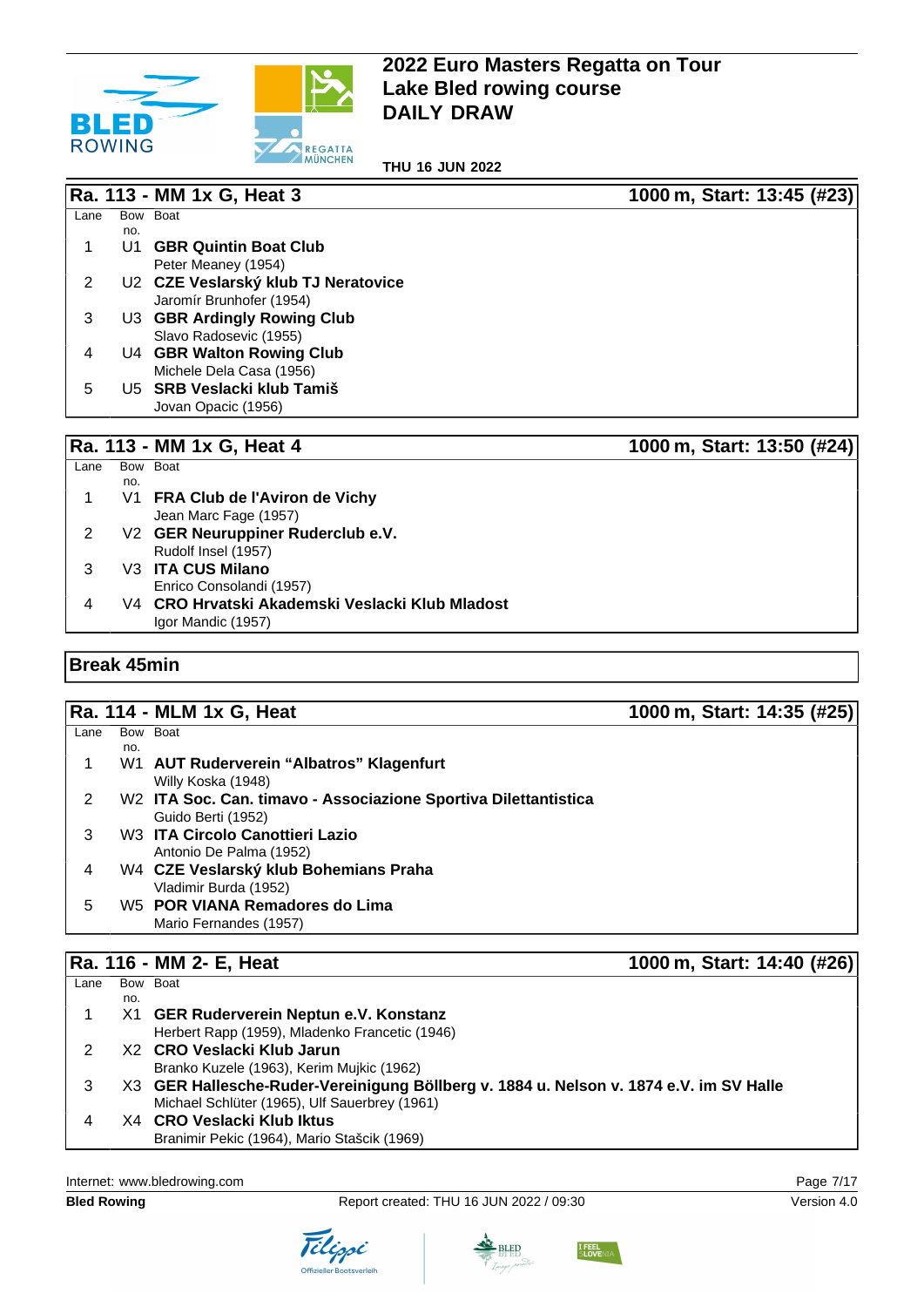# 2022 Euro Masters Regatta on Tour
# Lake Bled rowing course
# DAILY DRAW

**THU 16 JUN 2022**

## Ra. 113 - MM 1x G, Heat 3

**1000 m, Start: 13:45 (#23)**

| Lane | Bow no. | Boat |
|---|---|---|
| 1 | U1 | **GBR Quintin Boat Club**<br>Peter Meaney (1954) |
| 2 | U2 | **CZE Veslarský klub TJ Neratovice**<br>Jaromír Brunhofer (1954) |
| 3 | U3 | **GBR Ardingly Rowing Club**<br>Slavo Radosevic (1955) |
| 4 | U4 | **GBR Walton Rowing Club**<br>Michele Dela Casa (1956) |
| 5 | U5 | **SRB Veslacki klub Tamiš**<br>Jovan Opacic (1956) |

## Ra. 113 - MM 1x G, Heat 4

**1000 m, Start: 13:50 (#24)**

| Lane | Bow no. | Boat |
|---|---|---|
| 1 | V1 | **FRA Club de l'Aviron de Vichy**<br>Jean Marc Fage (1957) |
| 2 | V2 | **GER Neuruppiner Ruderclub e.V.**<br>Rudolf Insel (1957) |
| 3 | V3 | **ITA CUS Milano**<br>Enrico Consolandi (1957) |
| 4 | V4 | **CRO Hrvatski Akademski Veslacki Klub Mladost**<br>Igor Mandic (1957) |

## Break 45min

## Ra. 114 - MLM 1x G, Heat

**1000 m, Start: 14:35 (#25)**

| Lane | Bow no. | Boat |
|---|---|---|
| 1 | W1 | **AUT Ruderverein “Albatros” Klagenfurt**<br>Willy Koska (1948) |
| 2 | W2 | **ITA Soc. Can. timavo - Associazione Sportiva Dilettantistica**<br>Guido Berti (1952) |
| 3 | W3 | **ITA Circolo Canottieri Lazio**<br>Antonio De Palma (1952) |
| 4 | W4 | **CZE Veslarský klub Bohemians Praha**<br>Vladimir Burda (1952) |
| 5 | W5 | **POR VIANA Remadores do Lima**<br>Mario Fernandes (1957) |

## Ra. 116 - MM 2- E, Heat

**1000 m, Start: 14:40 (#26)**

| Lane | Bow no. | Boat |
|---|---|---|
| 1 | X1 | **GER Ruderverein Neptun e.V. Konstanz**<br>Herbert Rapp (1959), Mladenko Francetic (1946) |
| 2 | X2 | **CRO Veslacki Klub Jarun**<br>Branko Kuzele (1963), Kerim Mujkic (1962) |
| 3 | X3 | **GER Hallesche-Ruder-Vereinigung Böllberg v. 1884 u. Nelson v. 1874 e.V. im SV Halle**<br>Michael Schlüter (1965), Ulf Sauerbrey (1961) |
| 4 | X4 | **CRO Veslacki Klub Iktus**<br>Branimir Pekic (1964), Mario Stašcik (1969) |

Internet: www.bledrowing.com

**Bled Rowing** — Report created: THU 16 JUN 2022 / 09:30 — Version 4.0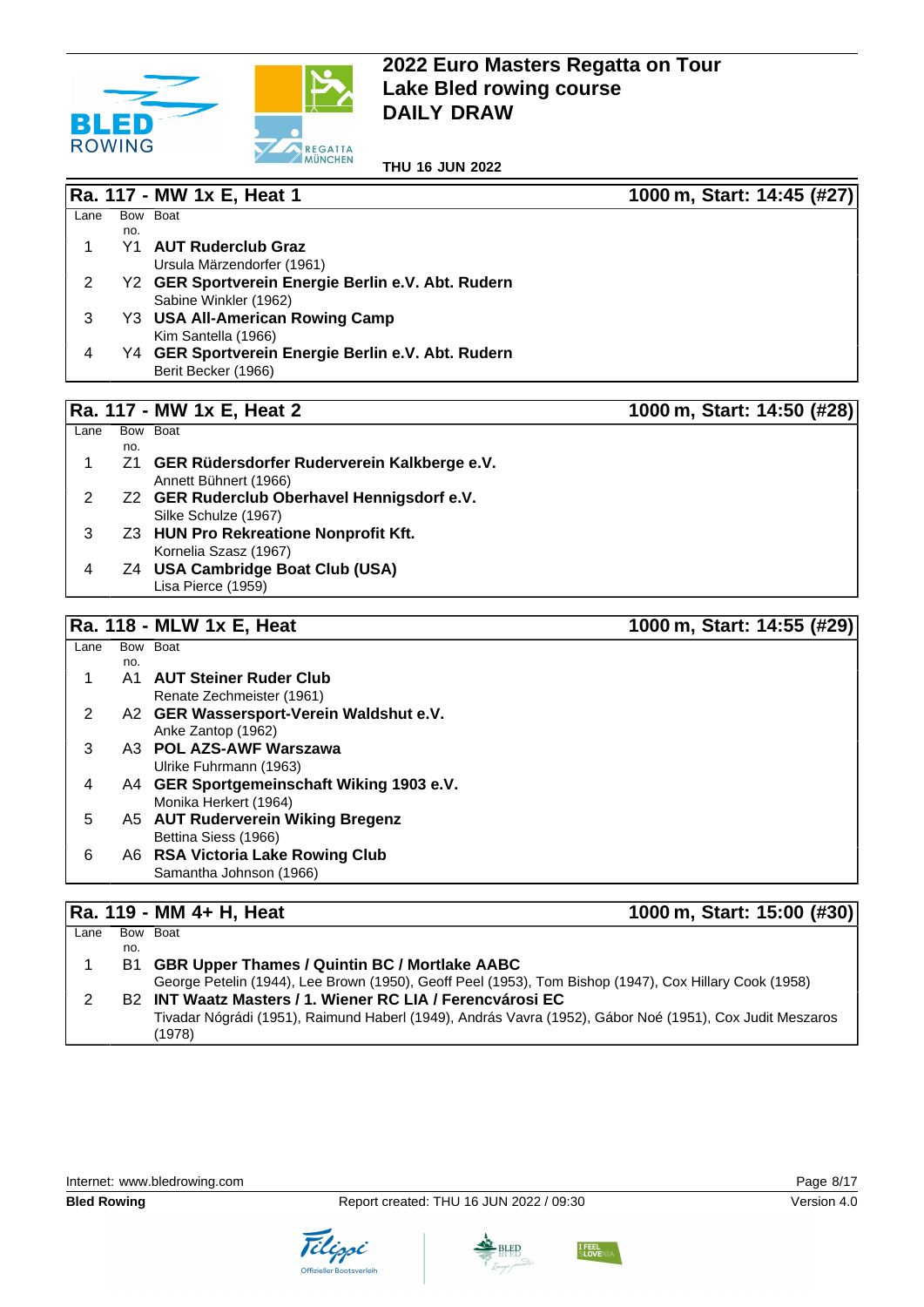# 2022 Euro Masters Regatta on Tour
# Lake Bled rowing course
# DAILY DRAW

**THU 16 JUN 2022**

## Ra. 117 - MW 1x E, Heat 1 — 1000 m, Start: 14:45 (#27)

| Lane | Bow no. | Boat |
|---|---|---|
| 1 | Y1 | **AUT Ruderclub Graz**<br>Ursula Märzendorfer (1961) |
| 2 | Y2 | **GER Sportverein Energie Berlin e.V. Abt. Rudern**<br>Sabine Winkler (1962) |
| 3 | Y3 | **USA All-American Rowing Camp**<br>Kim Santella (1966) |
| 4 | Y4 | **GER Sportverein Energie Berlin e.V. Abt. Rudern**<br>Berit Becker (1966) |

## Ra. 117 - MW 1x E, Heat 2 — 1000 m, Start: 14:50 (#28)

| Lane | Bow no. | Boat |
|---|---|---|
| 1 | Z1 | **GER Rüdersdorfer Ruderverein Kalkberge e.V.**<br>Annett Bühnert (1966) |
| 2 | Z2 | **GER Ruderclub Oberhavel Hennigsdorf e.V.**<br>Silke Schulze (1967) |
| 3 | Z3 | **HUN Pro Rekreatione Nonprofit Kft.**<br>Kornelia Szasz (1967) |
| 4 | Z4 | **USA Cambridge Boat Club (USA)**<br>Lisa Pierce (1959) |

## Ra. 118 - MLW 1x E, Heat — 1000 m, Start: 14:55 (#29)

| Lane | Bow no. | Boat |
|---|---|---|
| 1 | A1 | **AUT Steiner Ruder Club**<br>Renate Zechmeister (1961) |
| 2 | A2 | **GER Wassersport-Verein Waldshut e.V.**<br>Anke Zantop (1962) |
| 3 | A3 | **POL AZS-AWF Warszawa**<br>Ulrike Fuhrmann (1963) |
| 4 | A4 | **GER Sportgemeinschaft Wiking 1903 e.V.**<br>Monika Herkert (1964) |
| 5 | A5 | **AUT Ruderverein Wiking Bregenz**<br>Bettina Siess (1966) |
| 6 | A6 | **RSA Victoria Lake Rowing Club**<br>Samantha Johnson (1966) |

## Ra. 119 - MM 4+ H, Heat — 1000 m, Start: 15:00 (#30)

| Lane | Bow no. | Boat |
|---|---|---|
| 1 | B1 | **GBR Upper Thames / Quintin BC / Mortlake AABC**<br>George Petelin (1944), Lee Brown (1950), Geoff Peel (1953), Tom Bishop (1947), Cox Hillary Cook (1958) |
| 2 | B2 | **INT Waatz Masters / 1. Wiener RC LIA / Ferencvárosi EC**<br>Tivadar Nógrádi (1951), Raimund Haberl (1949), András Vavra (1952), Gábor Noé (1951), Cox Judit Meszaros (1978) |

Internet: www.bledrowing.com

**Bled Rowing** — Report created: THU 16 JUN 2022 / 09:30 — Version 4.0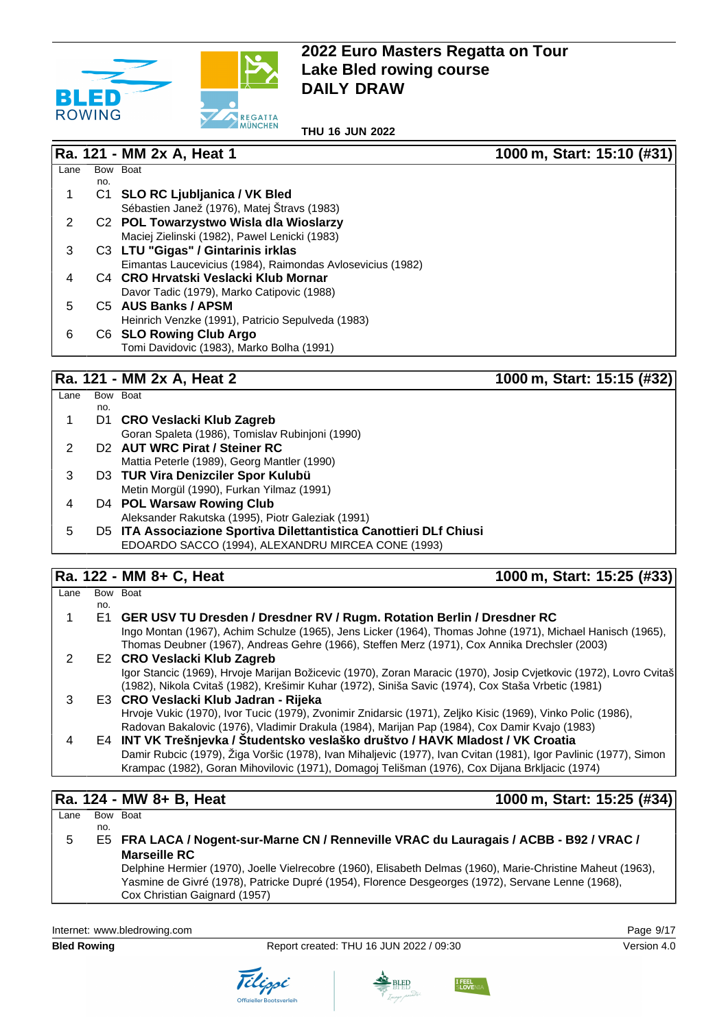# 2022 Euro Masters Regatta on Tour
# Lake Bled rowing course
# DAILY DRAW

**THU 16 JUN 2022**

## Ra. 121 - MM 2x A, Heat 1 — 1000 m, Start: 15:10 (#31)

| Lane | Bow no. | Boat |
|---|---|---|
| 1 | C1 | **SLO RC Ljubljanica / VK Bled**<br>Sébastien Janež (1976), Matej Štravs (1983) |
| 2 | C2 | **POL Towarzystwo Wisla dla Wioslarzy**<br>Maciej Zielinski (1982), Pawel Lenicki (1983) |
| 3 | C3 | **LTU "Gigas" / Gintarinis irklas**<br>Eimantas Laucevicius (1984), Raimondas Avlosevicius (1982) |
| 4 | C4 | **CRO Hrvatski Veslacki Klub Mornar**<br>Davor Tadic (1979), Marko Catipovic (1988) |
| 5 | C5 | **AUS Banks / APSM**<br>Heinrich Venzke (1991), Patricio Sepulveda (1983) |
| 6 | C6 | **SLO Rowing Club Argo**<br>Tomi Davidovic (1983), Marko Bolha (1991) |

## Ra. 121 - MM 2x A, Heat 2 — 1000 m, Start: 15:15 (#32)

| Lane | Bow no. | Boat |
|---|---|---|
| 1 | D1 | **CRO Veslacki Klub Zagreb**<br>Goran Spaleta (1986), Tomislav Rubinjoni (1990) |
| 2 | D2 | **AUT WRC Pirat / Steiner RC**<br>Mattia Peterle (1989), Georg Mantler (1990) |
| 3 | D3 | **TUR Vira Denizciler Spor Kulubü**<br>Metin Morgül (1990), Furkan Yilmaz (1991) |
| 4 | D4 | **POL Warsaw Rowing Club**<br>Aleksander Rakutska (1995), Piotr Galeziak (1991) |
| 5 | D5 | **ITA Associazione Sportiva Dilettantistica Canottieri DLf Chiusi**<br>EDOARDO SACCO (1994), ALEXANDRU MIRCEA CONE (1993) |

## Ra. 122 - MM 8+ C, Heat — 1000 m, Start: 15:25 (#33)

| Lane | Bow no. | Boat |
|---|---|---|
| 1 | E1 | **GER USV TU Dresden / Dresdner RV / Rugm. Rotation Berlin / Dresdner RC**<br>Ingo Montan (1967), Achim Schulze (1965), Jens Licker (1964), Thomas Johne (1971), Michael Hanisch (1965), Thomas Deubner (1967), Andreas Gehre (1966), Steffen Merz (1971), Cox Annika Drechsler (2003) |
| 2 | E2 | **CRO Veslacki Klub Zagreb**<br>Igor Stancic (1969), Hrvoje Marijan Božicevic (1970), Zoran Maracic (1970), Josip Cvjetkovic (1972), Lovro Cvitaš (1982), Nikola Cvitaš (1982), Krešimir Kuhar (1972), Siniša Savic (1974), Cox Staša Vrbetic (1981) |
| 3 | E3 | **CRO Veslacki Klub Jadran - Rijeka**<br>Hrvoje Vukic (1970), Ivor Tucic (1979), Zvonimir Znidarsic (1971), Zeljko Kisic (1969), Vinko Polic (1986), Radovan Bakalovic (1976), Vladimir Drakula (1984), Marijan Pap (1984), Cox Damir Kvajo (1983) |
| 4 | E4 | **INT VK Trešnjevka / Študentsko veslaško društvo / HAVK Mladost / VK Croatia**<br>Damir Rubcic (1979), Žiga Voršic (1978), Ivan Mihaljevic (1977), Ivan Cvitan (1981), Igor Pavlinic (1977), Simon Krampac (1982), Goran Mihovilovic (1971), Domagoj Telišman (1976), Cox Dijana Brkljacic (1974) |

## Ra. 124 - MW 8+ B, Heat — 1000 m, Start: 15:25 (#34)

| Lane | Bow no. | Boat |
|---|---|---|
| 5 | E5 | **FRA LACA / Nogent-sur-Marne CN / Renneville VRAC du Lauragais / ACBB - B92 / VRAC / Marseille RC**<br>Delphine Hermier (1970), Joelle Vielrecobre (1960), Elisabeth Delmas (1960), Marie-Christine Maheut (1963), Yasmine de Givré (1978), Patricke Dupré (1954), Florence Desgeorges (1972), Servane Lenne (1968), Cox Christian Gaignard (1957) |

Internet: www.bledrowing.com

**Bled Rowing** — Report created: THU 16 JUN 2022 / 09:30 — Version 4.0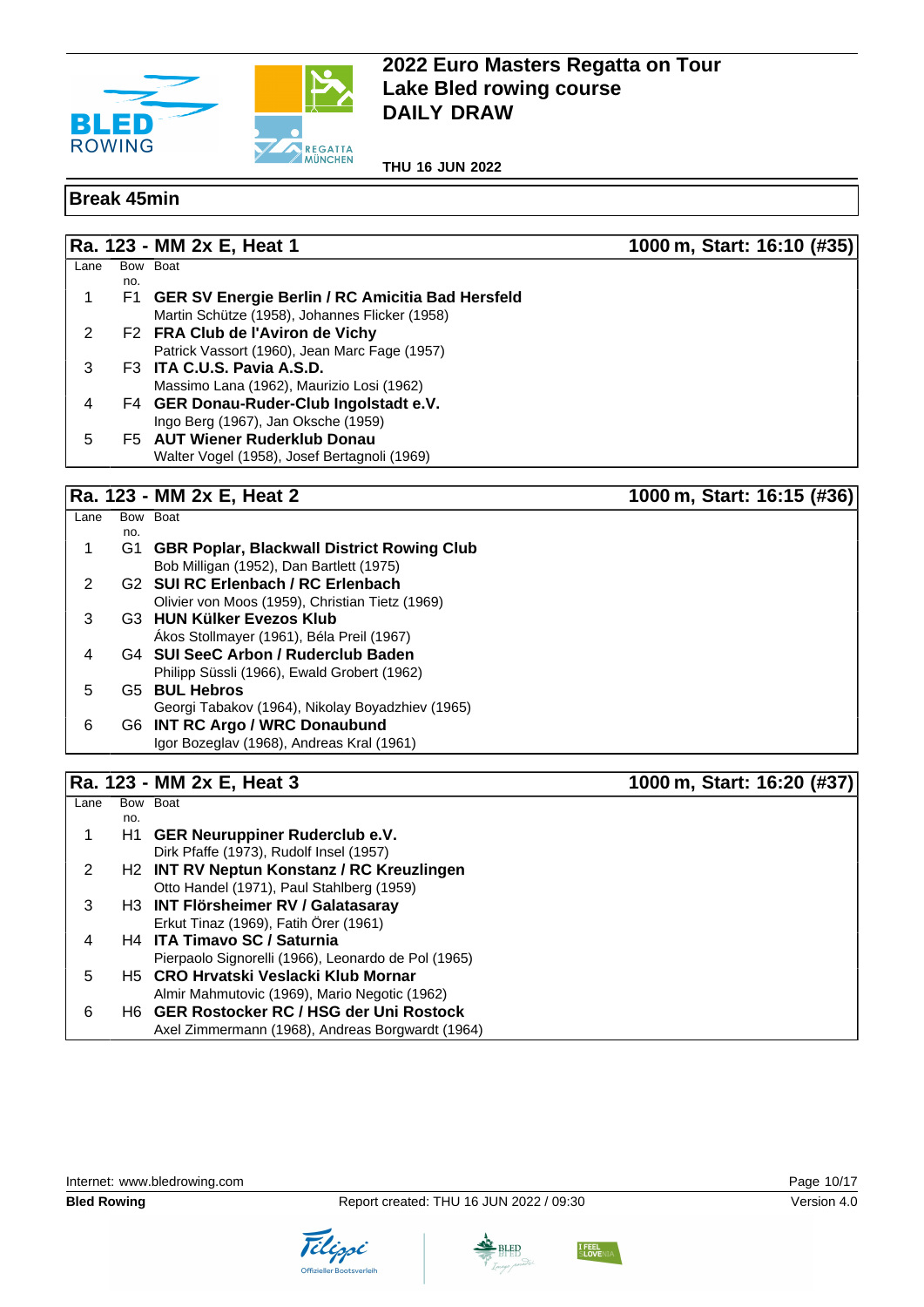# 2022 Euro Masters Regatta on Tour
# Lake Bled rowing course
# DAILY DRAW

**THU 16 JUN 2022**

## Break 45min

## Ra. 123 - MM 2x E, Heat 1 — 1000 m, Start: 16:10 (#35)

| Lane | Bow no. | Boat |
|---|---|---|
| 1 | F1 | **GER SV Energie Berlin / RC Amicitia Bad Hersfeld**<br>Martin Schütze (1958), Johannes Flicker (1958) |
| 2 | F2 | **FRA Club de l'Aviron de Vichy**<br>Patrick Vassort (1960), Jean Marc Fage (1957) |
| 3 | F3 | **ITA C.U.S. Pavia A.S.D.**<br>Massimo Lana (1962), Maurizio Losi (1962) |
| 4 | F4 | **GER Donau-Ruder-Club Ingolstadt e.V.**<br>Ingo Berg (1967), Jan Oksche (1959) |
| 5 | F5 | **AUT Wiener Ruderklub Donau**<br>Walter Vogel (1958), Josef Bertagnoli (1969) |

## Ra. 123 - MM 2x E, Heat 2 — 1000 m, Start: 16:15 (#36)

| Lane | Bow no. | Boat |
|---|---|---|
| 1 | G1 | **GBR Poplar, Blackwall District Rowing Club**<br>Bob Milligan (1952), Dan Bartlett (1975) |
| 2 | G2 | **SUI RC Erlenbach / RC Erlenbach**<br>Olivier von Moos (1959), Christian Tietz (1969) |
| 3 | G3 | **HUN Külker Evezos Klub**<br>Ákos Stollmayer (1961), Béla Preil (1967) |
| 4 | G4 | **SUI SeeC Arbon / Ruderclub Baden**<br>Philipp Süssli (1966), Ewald Grobert (1962) |
| 5 | G5 | **BUL Hebros**<br>Georgi Tabakov (1964), Nikolay Boyadzhiev (1965) |
| 6 | G6 | **INT RC Argo / WRC Donaubund**<br>Igor Bozeglav (1968), Andreas Kral (1961) |

## Ra. 123 - MM 2x E, Heat 3 — 1000 m, Start: 16:20 (#37)

| Lane | Bow no. | Boat |
|---|---|---|
| 1 | H1 | **GER Neuruppiner Ruderclub e.V.**<br>Dirk Pfaffe (1973), Rudolf Insel (1957) |
| 2 | H2 | **INT RV Neptun Konstanz / RC Kreuzlingen**<br>Otto Handel (1971), Paul Stahlberg (1959) |
| 3 | H3 | **INT Flörsheimer RV / Galatasaray**<br>Erkut Tinaz (1969), Fatih Örer (1961) |
| 4 | H4 | **ITA Timavo SC / Saturnia**<br>Pierpaolo Signorelli (1966), Leonardo de Pol (1965) |
| 5 | H5 | **CRO Hrvatski Veslacki Klub Mornar**<br>Almir Mahmutovic (1969), Mario Negotic (1962) |
| 6 | H6 | **GER Rostocker RC / HSG der Uni Rostock**<br>Axel Zimmermann (1968), Andreas Borgwardt (1964) |

Internet: www.bledrowing.com

**Bled Rowing** — Report created: THU 16 JUN 2022 / 09:30 — Version 4.0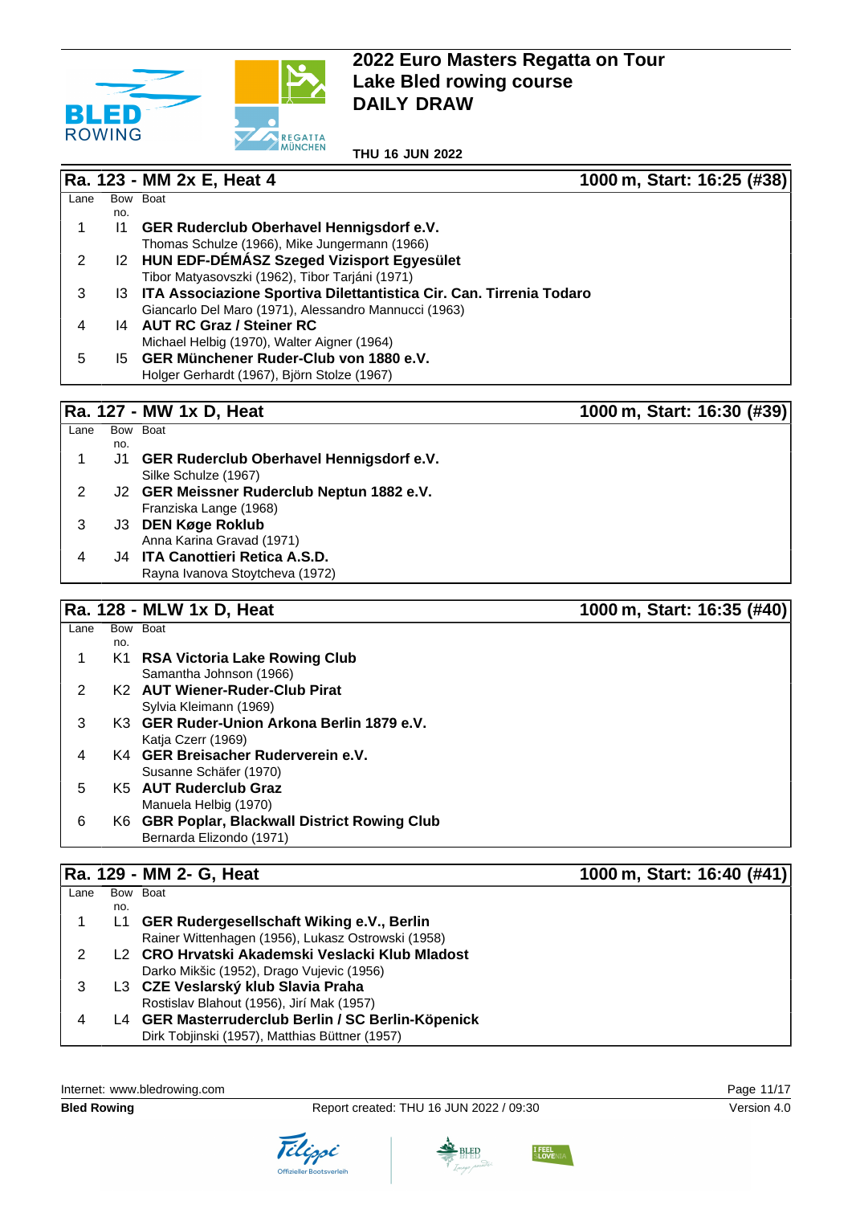# 2022 Euro Masters Regatta on Tour
# Lake Bled rowing course
# DAILY DRAW

**THU 16 JUN 2022**

## Ra. 123 - MM 2x E, Heat 4 — 1000 m, Start: 16:25 (#38)

| Lane | Bow no. | Boat |
|---|---|---|
| 1 | I1 | **GER Ruderclub Oberhavel Hennigsdorf e.V.**<br>Thomas Schulze (1966), Mike Jungermann (1966) |
| 2 | I2 | **HUN EDF-DÉMÁSZ Szeged Vizisport Egyesület**<br>Tibor Matyasovszki (1962), Tibor Tarjáni (1971) |
| 3 | I3 | **ITA Associazione Sportiva Dilettantistica Cir. Can. Tirrenia Todaro**<br>Giancarlo Del Maro (1971), Alessandro Mannucci (1963) |
| 4 | I4 | **AUT RC Graz / Steiner RC**<br>Michael Helbig (1970), Walter Aigner (1964) |
| 5 | I5 | **GER Münchener Ruder-Club von 1880 e.V.**<br>Holger Gerhardt (1967), Björn Stolze (1967) |

## Ra. 127 - MW 1x D, Heat — 1000 m, Start: 16:30 (#39)

| Lane | Bow no. | Boat |
|---|---|---|
| 1 | J1 | **GER Ruderclub Oberhavel Hennigsdorf e.V.**<br>Silke Schulze (1967) |
| 2 | J2 | **GER Meissner Ruderclub Neptun 1882 e.V.**<br>Franziska Lange (1968) |
| 3 | J3 | **DEN Køge Roklub**<br>Anna Karina Gravad (1971) |
| 4 | J4 | **ITA Canottieri Retica A.S.D.**<br>Rayna Ivanova Stoytcheva (1972) |

## Ra. 128 - MLW 1x D, Heat — 1000 m, Start: 16:35 (#40)

| Lane | Bow no. | Boat |
|---|---|---|
| 1 | K1 | **RSA Victoria Lake Rowing Club**<br>Samantha Johnson (1966) |
| 2 | K2 | **AUT Wiener-Ruder-Club Pirat**<br>Sylvia Kleimann (1969) |
| 3 | K3 | **GER Ruder-Union Arkona Berlin 1879 e.V.**<br>Katja Czerr (1969) |
| 4 | K4 | **GER Breisacher Ruderverein e.V.**<br>Susanne Schäfer (1970) |
| 5 | K5 | **AUT Ruderclub Graz**<br>Manuela Helbig (1970) |
| 6 | K6 | **GBR Poplar, Blackwall District Rowing Club**<br>Bernarda Elizondo (1971) |

## Ra. 129 - MM 2- G, Heat — 1000 m, Start: 16:40 (#41)

| Lane | Bow no. | Boat |
|---|---|---|
| 1 | L1 | **GER Rudergesellschaft Wiking e.V., Berlin**<br>Rainer Wittenhagen (1956), Lukasz Ostrowski (1958) |
| 2 | L2 | **CRO Hrvatski Akademski Veslacki Klub Mladost**<br>Darko Mikšic (1952), Drago Vujevic (1956) |
| 3 | L3 | **CZE Veslarský klub Slavia Praha**<br>Rostislav Blahout (1956), Jirí Mak (1957) |
| 4 | L4 | **GER Masterruderclub Berlin / SC Berlin-Köpenick**<br>Dirk Tobjinski (1957), Matthias Büttner (1957) |

Internet: www.bledrowing.com

**Bled Rowing** — Report created: THU 16 JUN 2022 / 09:30 — Version 4.0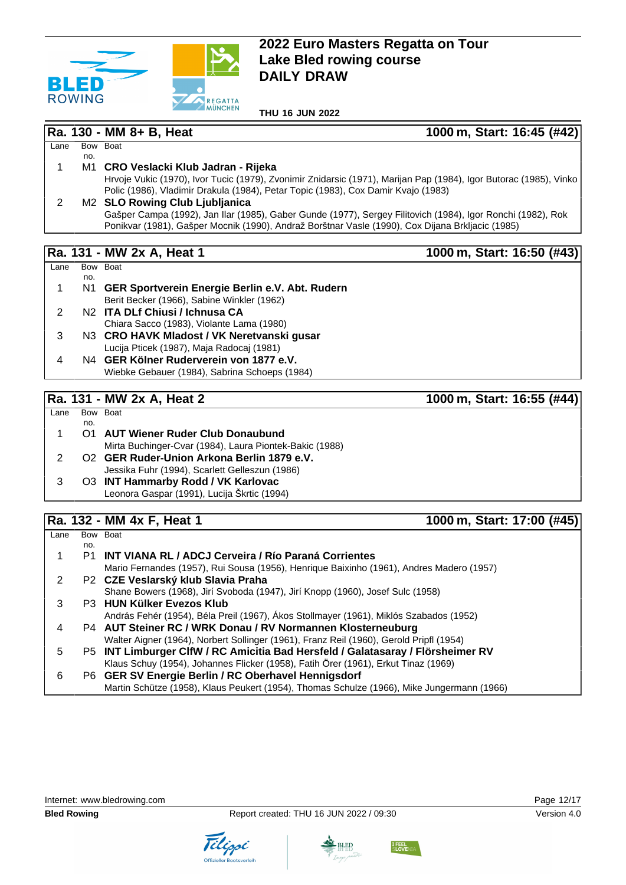# 2022 Euro Masters Regatta on Tour
## Lake Bled rowing course
## DAILY DRAW

**THU 16 JUN 2022**

### Ra. 130 - MM 8+ B, Heat — 1000 m, Start: 16:45 (#42)

| Lane | Bow no. | Boat |
|---|---|---|
| 1 | M1 | **CRO Veslacki Klub Jadran - Rijeka**<br>Hrvoje Vukic (1970), Ivor Tucic (1979), Zvonimir Znidarsic (1971), Marijan Pap (1984), Igor Butorac (1985), Vinko Polic (1986), Vladimir Drakula (1984), Petar Topic (1983), Cox Damir Kvajo (1983) |
| 2 | M2 | **SLO Rowing Club Ljubljanica**<br>Gašper Campa (1992), Jan Ilar (1985), Gaber Gunde (1977), Sergey Filitovich (1984), Igor Ronchi (1982), Rok Ponikvar (1981), Gašper Mocnik (1990), Andraž Borštnar Vasle (1990), Cox Dijana Brkljacic (1985) |

### Ra. 131 - MW 2x A, Heat 1 — 1000 m, Start: 16:50 (#43)

| Lane | Bow no. | Boat |
|---|---|---|
| 1 | N1 | **GER Sportverein Energie Berlin e.V. Abt. Rudern**<br>Berit Becker (1966), Sabine Winkler (1962) |
| 2 | N2 | **ITA DLf Chiusi / Ichnusa CA**<br>Chiara Sacco (1983), Violante Lama (1980) |
| 3 | N3 | **CRO HAVK Mladost / VK Neretvanski gusar**<br>Lucija Pticek (1987), Maja Radocaj (1981) |
| 4 | N4 | **GER Kölner Ruderverein von 1877 e.V.**<br>Wiebke Gebauer (1984), Sabrina Schoeps (1984) |

### Ra. 131 - MW 2x A, Heat 2 — 1000 m, Start: 16:55 (#44)

| Lane | Bow no. | Boat |
|---|---|---|
| 1 | O1 | **AUT Wiener Ruder Club Donaubund**<br>Mirta Buchinger-Cvar (1984), Laura Piontek-Bakic (1988) |
| 2 | O2 | **GER Ruder-Union Arkona Berlin 1879 e.V.**<br>Jessika Fuhr (1994), Scarlett Gelleszun (1986) |
| 3 | O3 | **INT Hammarby Rodd / VK Karlovac**<br>Leonora Gaspar (1991), Lucija Škrtic (1994) |

### Ra. 132 - MM 4x F, Heat 1 — 1000 m, Start: 17:00 (#45)

| Lane | Bow no. | Boat |
|---|---|---|
| 1 | P1 | **INT VIANA RL / ADCJ Cerveira / Río Paraná Corrientes**<br>Mario Fernandes (1957), Rui Sousa (1956), Henrique Baixinho (1961), Andres Madero (1957) |
| 2 | P2 | **CZE Veslarský klub Slavia Praha**<br>Shane Bowers (1968), Jirí Svoboda (1947), Jirí Knopp (1960), Josef Sulc (1958) |
| 3 | P3 | **HUN Külker Evezos Klub**<br>András Fehér (1954), Béla Preil (1967), Ákos Stollmayer (1961), Miklós Szabados (1952) |
| 4 | P4 | **AUT Steiner RC / WRK Donau / RV Normannen Klosterneuburg**<br>Walter Aigner (1964), Norbert Sollinger (1961), Franz Reil (1960), Gerold Pripfl (1954) |
| 5 | P5 | **INT Limburger ClfW / RC Amicitia Bad Hersfeld / Galatasaray / Flörsheimer RV**<br>Klaus Schuy (1954), Johannes Flicker (1958), Fatih Örer (1961), Erkut Tinaz (1969) |
| 6 | P6 | **GER SV Energie Berlin / RC Oberhavel Hennigsdorf**<br>Martin Schütze (1958), Klaus Peukert (1954), Thomas Schulze (1966), Mike Jungermann (1966) |

Internet: www.bledrowing.com

**Bled Rowing** — Report created: THU 16 JUN 2022 / 09:30 — Version 4.0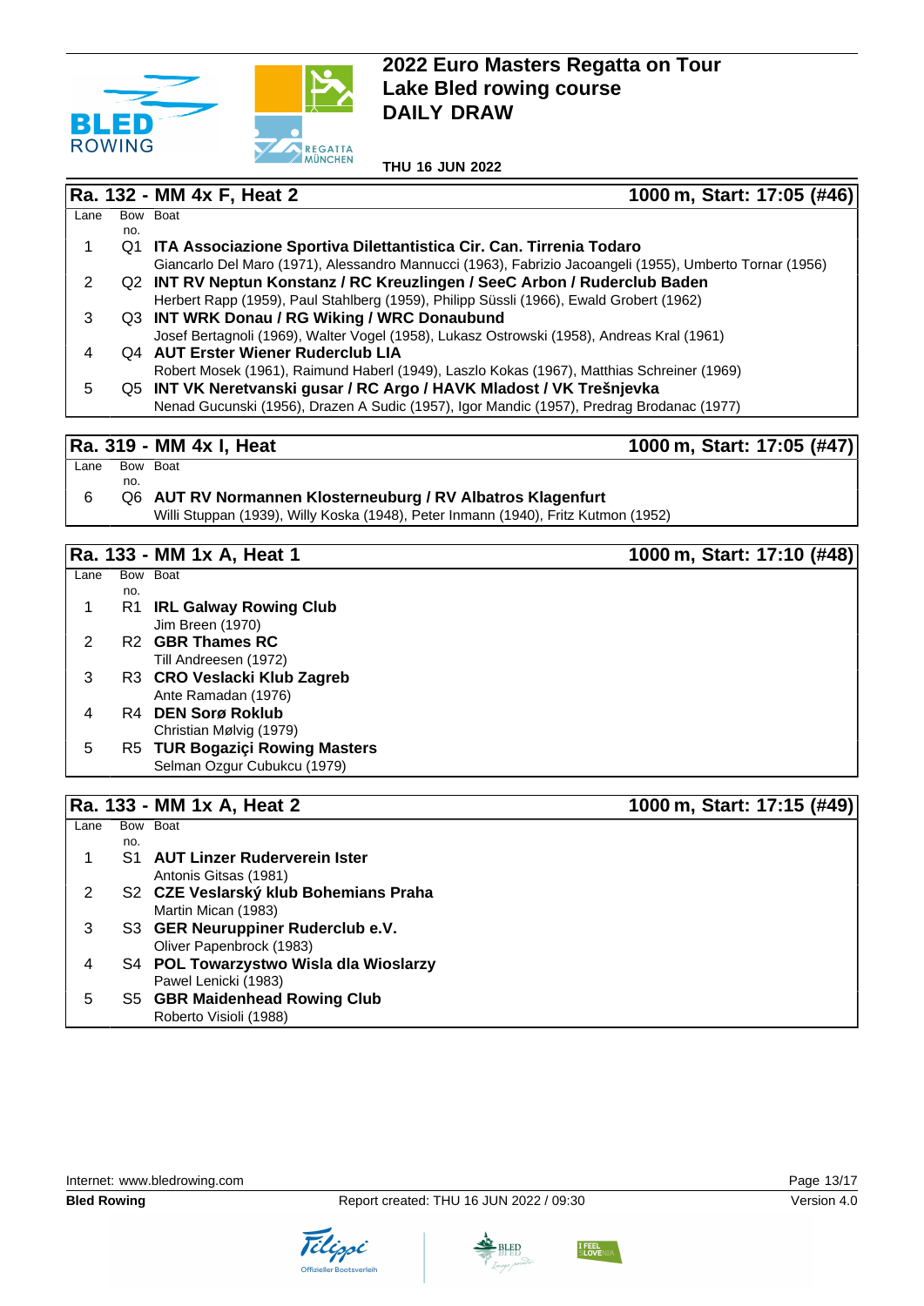# 2022 Euro Masters Regatta on Tour
# Lake Bled rowing course
# DAILY DRAW

**THU 16 JUN 2022**

## Ra. 132 - MM 4x F, Heat 2

**1000 m, Start: 17:05 (#46)**

| Lane | Bow no. | Boat |
|---|---|---|
| 1 | Q1 | **ITA Associazione Sportiva Dilettantistica Cir. Can. Tirrenia Todaro**<br>Giancarlo Del Maro (1971), Alessandro Mannucci (1963), Fabrizio Jacoangeli (1955), Umberto Tornar (1956) |
| 2 | Q2 | **INT RV Neptun Konstanz / RC Kreuzlingen / SeeC Arbon / Ruderclub Baden**<br>Herbert Rapp (1959), Paul Stahlberg (1959), Philipp Süssli (1966), Ewald Grobert (1962) |
| 3 | Q3 | **INT WRK Donau / RG Wiking / WRC Donaubund**<br>Josef Bertagnoli (1969), Walter Vogel (1958), Lukasz Ostrowski (1958), Andreas Kral (1961) |
| 4 | Q4 | **AUT Erster Wiener Ruderclub LIA**<br>Robert Mosek (1961), Raimund Haberl (1949), Laszlo Kokas (1967), Matthias Schreiner (1969) |
| 5 | Q5 | **INT VK Neretvanski gusar / RC Argo / HAVK Mladost / VK Trešnjevka**<br>Nenad Gucunski (1956), Drazen A Sudic (1957), Igor Mandic (1957), Predrag Brodanac (1977) |

## Ra. 319 - MM 4x I, Heat

**1000 m, Start: 17:05 (#47)**

| Lane | Bow no. | Boat |
|---|---|---|
| 6 | Q6 | **AUT RV Normannen Klosterneuburg / RV Albatros Klagenfurt**<br>Willi Stuppan (1939), Willy Koska (1948), Peter Inmann (1940), Fritz Kutmon (1952) |

## Ra. 133 - MM 1x A, Heat 1

**1000 m, Start: 17:10 (#48)**

| Lane | Bow no. | Boat |
|---|---|---|
| 1 | R1 | **IRL Galway Rowing Club**<br>Jim Breen (1970) |
| 2 | R2 | **GBR Thames RC**<br>Till Andreesen (1972) |
| 3 | R3 | **CRO Veslacki Klub Zagreb**<br>Ante Ramadan (1976) |
| 4 | R4 | **DEN Sorø Roklub**<br>Christian Mølvig (1979) |
| 5 | R5 | **TUR Bogaziçi Rowing Masters**<br>Selman Ozgur Cubukcu (1979) |

## Ra. 133 - MM 1x A, Heat 2

**1000 m, Start: 17:15 (#49)**

| Lane | Bow no. | Boat |
|---|---|---|
| 1 | S1 | **AUT Linzer Ruderverein Ister**<br>Antonis Gitsas (1981) |
| 2 | S2 | **CZE Veslarský klub Bohemians Praha**<br>Martin Mican (1983) |
| 3 | S3 | **GER Neuruppiner Ruderclub e.V.**<br>Oliver Papenbrock (1983) |
| 4 | S4 | **POL Towarzystwo Wisla dla Wioslarzy**<br>Pawel Lenicki (1983) |
| 5 | S5 | **GBR Maidenhead Rowing Club**<br>Roberto Visioli (1988) |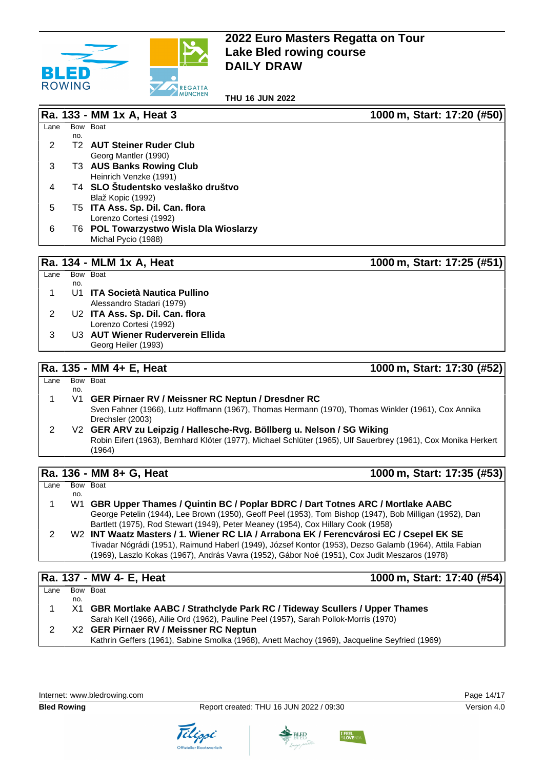# 2022 Euro Masters Regatta on Tour
# Lake Bled rowing course
# DAILY DRAW

**THU 16 JUN 2022**

## Ra. 133 - MM 1x A, Heat 3 — 1000 m, Start: 17:20 (#50)

| Lane | Bow no. | Boat |
|---|---|---|
| 2 | T2 | **AUT Steiner Ruder Club**<br>Georg Mantler (1990) |
| 3 | T3 | **AUS Banks Rowing Club**<br>Heinrich Venzke (1991) |
| 4 | T4 | **SLO Študentsko veslaško društvo**<br>Blaž Kopic (1992) |
| 5 | T5 | **ITA Ass. Sp. Dil. Can. flora**<br>Lorenzo Cortesi (1992) |
| 6 | T6 | **POL Towarzystwo Wisla Dla Wioslarzy**<br>Michal Pycio (1988) |

## Ra. 134 - MLM 1x A, Heat — 1000 m, Start: 17:25 (#51)

| Lane | Bow no. | Boat |
|---|---|---|
| 1 | U1 | **ITA Società Nautica Pullino**<br>Alessandro Stadari (1979) |
| 2 | U2 | **ITA Ass. Sp. Dil. Can. flora**<br>Lorenzo Cortesi (1992) |
| 3 | U3 | **AUT Wiener Ruderverein Ellida**<br>Georg Heiler (1993) |

## Ra. 135 - MM 4+ E, Heat — 1000 m, Start: 17:30 (#52)

| Lane | Bow no. | Boat |
|---|---|---|
| 1 | V1 | **GER Pirnaer RV / Meissner RC Neptun / Dresdner RC**<br>Sven Fahner (1966), Lutz Hoffmann (1967), Thomas Hermann (1970), Thomas Winkler (1961), Cox Annika Drechsler (2003) |
| 2 | V2 | **GER ARV zu Leipzig / Hallesche-Rvg. Böllberg u. Nelson / SG Wiking**<br>Robin Eifert (1963), Bernhard Klöter (1977), Michael Schlüter (1965), Ulf Sauerbrey (1961), Cox Monika Herkert (1964) |

## Ra. 136 - MM 8+ G, Heat — 1000 m, Start: 17:35 (#53)

| Lane | Bow no. | Boat |
|---|---|---|
| 1 | W1 | **GBR Upper Thames / Quintin BC / Poplar BDRC / Dart Totnes ARC / Mortlake AABC**<br>George Petelin (1944), Lee Brown (1950), Geoff Peel (1953), Tom Bishop (1947), Bob Milligan (1952), Dan Bartlett (1975), Rod Stewart (1949), Peter Meaney (1954), Cox Hillary Cook (1958) |
| 2 | W2 | **INT Waatz Masters / 1. Wiener RC LIA / Arrabona EK / Ferencvárosi EC / Csepel EK SE**<br>Tivadar Nógrádi (1951), Raimund Haberl (1949), József Kontor (1953), Dezso Galamb (1964), Attila Fabian (1969), Laszlo Kokas (1967), András Vavra (1952), Gábor Noé (1951), Cox Judit Meszaros (1978) |

## Ra. 137 - MW 4- E, Heat — 1000 m, Start: 17:40 (#54)

| Lane | Bow no. | Boat |
|---|---|---|
| 1 | X1 | **GBR Mortlake AABC / Strathclyde Park RC / Tideway Scullers / Upper Thames**<br>Sarah Kell (1966), Ailie Ord (1962), Pauline Peel (1957), Sarah Pollok-Morris (1970) |
| 2 | X2 | **GER Pirnaer RV / Meissner RC Neptun**<br>Kathrin Geffers (1961), Sabine Smolka (1968), Anett Machoy (1969), Jacqueline Seyfried (1969) |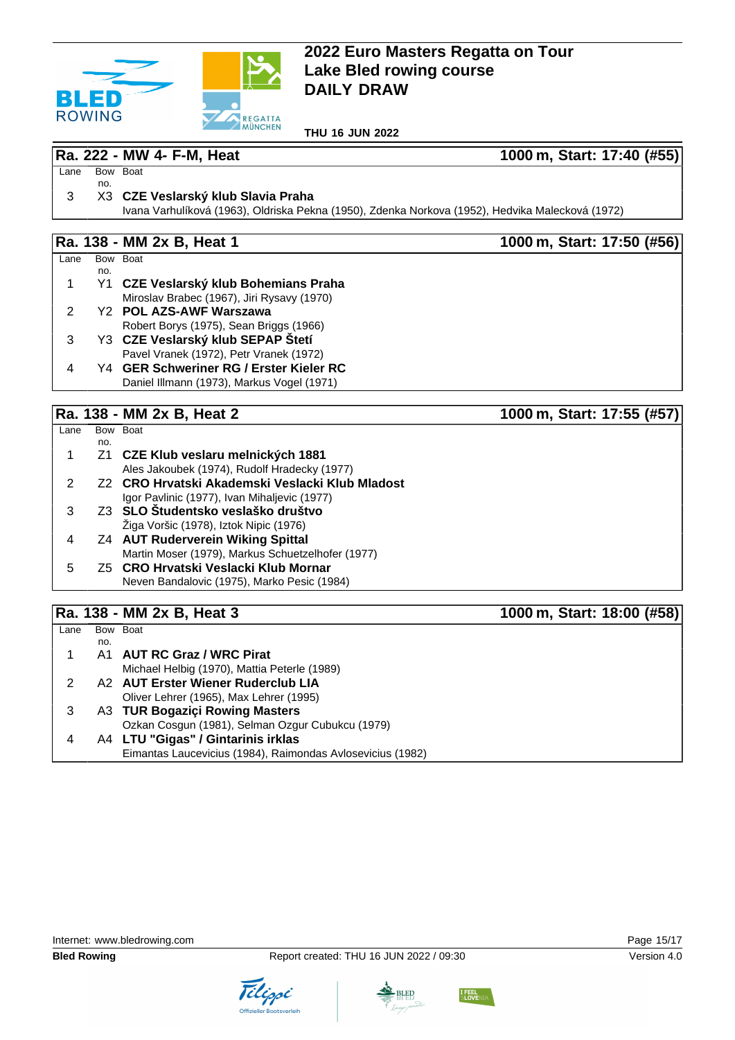# 2022 Euro Masters Regatta on Tour
# Lake Bled rowing course
# DAILY DRAW

**THU 16 JUN 2022**

## Ra. 222 - MW 4- F-M, Heat — 1000 m, Start: 17:40 (#55)

| Lane | Bow no. | Boat |
|---|---|---|
| 3 | X3 | **CZE Veslarský klub Slavia Praha**<br>Ivana Varhulíková (1963), Oldriska Pekna (1950), Zdenka Norkova (1952), Hedvika Malecková (1972) |

## Ra. 138 - MM 2x B, Heat 1 — 1000 m, Start: 17:50 (#56)

| Lane | Bow no. | Boat |
|---|---|---|
| 1 | Y1 | **CZE Veslarský klub Bohemians Praha**<br>Miroslav Brabec (1967), Jiri Rysavy (1970) |
| 2 | Y2 | **POL AZS-AWF Warszawa**<br>Robert Borys (1975), Sean Briggs (1966) |
| 3 | Y3 | **CZE Veslarský klub SEPAP Štetí**<br>Pavel Vranek (1972), Petr Vranek (1972) |
| 4 | Y4 | **GER Schweriner RG / Erster Kieler RC**<br>Daniel Illmann (1973), Markus Vogel (1971) |

## Ra. 138 - MM 2x B, Heat 2 — 1000 m, Start: 17:55 (#57)

| Lane | Bow no. | Boat |
|---|---|---|
| 1 | Z1 | **CZE Klub veslaru melnických 1881**<br>Ales Jakoubek (1974), Rudolf Hradecky (1977) |
| 2 | Z2 | **CRO Hrvatski Akademski Veslacki Klub Mladost**<br>Igor Pavlinic (1977), Ivan Mihaljevic (1977) |
| 3 | Z3 | **SLO Študentsko veslaško društvo**<br>Žiga Voršic (1978), Iztok Nipic (1976) |
| 4 | Z4 | **AUT Ruderverein Wiking Spittal**<br>Martin Moser (1979), Markus Schuetzelhofer (1977) |
| 5 | Z5 | **CRO Hrvatski Veslacki Klub Mornar**<br>Neven Bandalovic (1975), Marko Pesic (1984) |

## Ra. 138 - MM 2x B, Heat 3 — 1000 m, Start: 18:00 (#58)

| Lane | Bow no. | Boat |
|---|---|---|
| 1 | A1 | **AUT RC Graz / WRC Pirat**<br>Michael Helbig (1970), Mattia Peterle (1989) |
| 2 | A2 | **AUT Erster Wiener Ruderclub LIA**<br>Oliver Lehrer (1965), Max Lehrer (1995) |
| 3 | A3 | **TUR Bogaziçi Rowing Masters**<br>Ozkan Cosgun (1981), Selman Ozgur Cubukcu (1979) |
| 4 | A4 | **LTU "Gigas" / Gintarinis irklas**<br>Eimantas Laucevicius (1984), Raimondas Avlosevicius (1982) |

Internet: www.bledrowing.com

**Bled Rowing** — Report created: THU 16 JUN 2022 / 09:30 — Version 4.0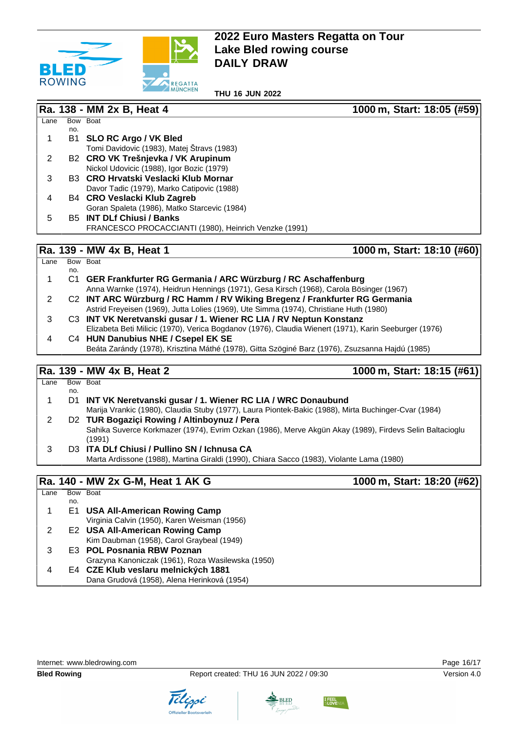# 2022 Euro Masters Regatta on Tour
## Lake Bled rowing course
## DAILY DRAW

**THU 16 JUN 2022**

### Ra. 138 - MM 2x B, Heat 4 — 1000 m, Start: 18:05 (#59)

| Lane | Bow no. | Boat |
|---|---|---|
| 1 | B1 | **SLO RC Argo / VK Bled**<br>Tomi Davidovic (1983), Matej Štravs (1983) |
| 2 | B2 | **CRO VK Trešnjevka / VK Arupinum**<br>Nickol Udovicic (1988), Igor Bozic (1979) |
| 3 | B3 | **CRO Hrvatski Veslacki Klub Mornar**<br>Davor Tadic (1979), Marko Catipovic (1988) |
| 4 | B4 | **CRO Veslacki Klub Zagreb**<br>Goran Spaleta (1986), Matko Starcevic (1984) |
| 5 | B5 | **INT DLf Chiusi / Banks**<br>FRANCESCO PROCACCIANTI (1980), Heinrich Venzke (1991) |

### Ra. 139 - MW 4x B, Heat 1 — 1000 m, Start: 18:10 (#60)

| Lane | Bow no. | Boat |
|---|---|---|
| 1 | C1 | **GER Frankfurter RG Germania / ARC Würzburg / RC Aschaffenburg**<br>Anna Warnke (1974), Heidrun Hennings (1971), Gesa Kirsch (1968), Carola Bösinger (1967) |
| 2 | C2 | **INT ARC Würzburg / RC Hamm / RV Wiking Bregenz / Frankfurter RG Germania**<br>Astrid Freyeisen (1969), Jutta Lolies (1969), Ute Simma (1974), Christiane Huth (1980) |
| 3 | C3 | **INT VK Neretvanski gusar / 1. Wiener RC LIA / RV Neptun Konstanz**<br>Elizabeta Beti Milicic (1970), Verica Bogdanov (1976), Claudia Wienert (1971), Karin Seeburger (1976) |
| 4 | C4 | **HUN Danubius NHE / Csepel EK SE**<br>Beáta Zarándy (1978), Krisztina Máthé (1978), Gitta Szögíné Barz (1976), Zsuzsanna Hajdú (1985) |

### Ra. 139 - MW 4x B, Heat 2 — 1000 m, Start: 18:15 (#61)

| Lane | Bow no. | Boat |
|---|---|---|
| 1 | D1 | **INT VK Neretvanski gusar / 1. Wiener RC LIA / WRC Donaubund**<br>Marija Vrankic (1980), Claudia Stuby (1977), Laura Piontek-Bakic (1988), Mirta Buchinger-Cvar (1984) |
| 2 | D2 | **TUR Bogaziçi Rowing / Altinboynuz / Pera**<br>Sahika Suverce Korkmazer (1974), Evrim Ozkan (1986), Merve Akgün Akay (1989), Firdevs Selin Baltacioglu (1991) |
| 3 | D3 | **ITA DLf Chiusi / Pullino SN / Ichnusa CA**<br>Marta Ardissone (1988), Martina Giraldi (1990), Chiara Sacco (1983), Violante Lama (1980) |

### Ra. 140 - MW 2x G-M, Heat 1 AK G — 1000 m, Start: 18:20 (#62)

| Lane | Bow no. | Boat |
|---|---|---|
| 1 | E1 | **USA All-American Rowing Camp**<br>Virginia Calvin (1950), Karen Weisman (1956) |
| 2 | E2 | **USA All-American Rowing Camp**<br>Kim Daubman (1958), Carol Graybeal (1949) |
| 3 | E3 | **POL Posnania RBW Poznan**<br>Grazyna Kanoniczak (1961), Roza Wasilewska (1950) |
| 4 | E4 | **CZE Klub veslaru melnických 1881**<br>Dana Grudová (1958), Alena Herinková (1954) |

Internet: www.bledrowing.com

**Bled Rowing** — Report created: THU 16 JUN 2022 / 09:30 — Version 4.0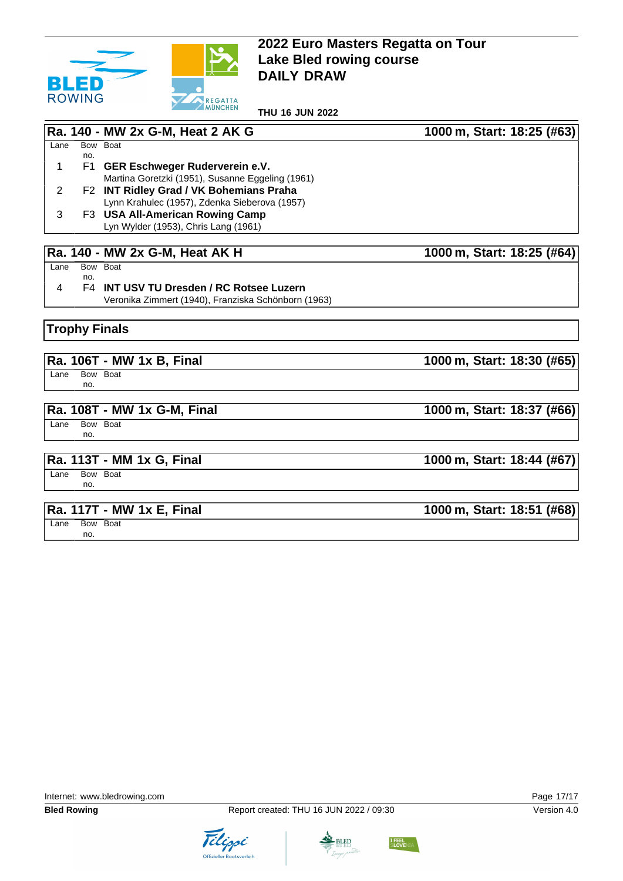## Ra. 140 - MW 2x G-M, Heat 2 AK G

1000 m, Start: 18:25 (#63)

| Lane | Bow no. | Boat |
|---|---|---|
| 1 | F1 | **GER Eschweger Ruderverein e.V.**<br>Martina Goretzki (1951), Susanne Eggeling (1961) |
| 2 | F2 | **INT Ridley Grad / VK Bohemians Praha**<br>Lynn Krahulec (1957), Zdenka Sieberova (1957) |
| 3 | F3 | **USA All-American Rowing Camp**<br>Lyn Wylder (1953), Chris Lang (1961) |

## Ra. 140 - MW 2x G-M, Heat AK H

1000 m, Start: 18:25 (#64)

| Lane | Bow no. | Boat |
|---|---|---|
| 4 | F4 | **INT USV TU Dresden / RC Rotsee Luzern**<br>Veronika Zimmert (1940), Franziska Schönborn (1963) |

# Trophy Finals

## Ra. 106T - MW 1x B, Final

1000 m, Start: 18:30 (#65)

| Lane | Bow no. | Boat |
|---|---|---|

## Ra. 108T - MW 1x G-M, Final

1000 m, Start: 18:37 (#66)

| Lane | Bow no. | Boat |
|---|---|---|

## Ra. 113T - MM 1x G, Final

1000 m, Start: 18:44 (#67)

| Lane | Bow no. | Boat |
|---|---|---|

## Ra. 117T - MW 1x E, Final

1000 m, Start: 18:51 (#68)

| Lane | Bow no. | Boat |
|---|---|---|